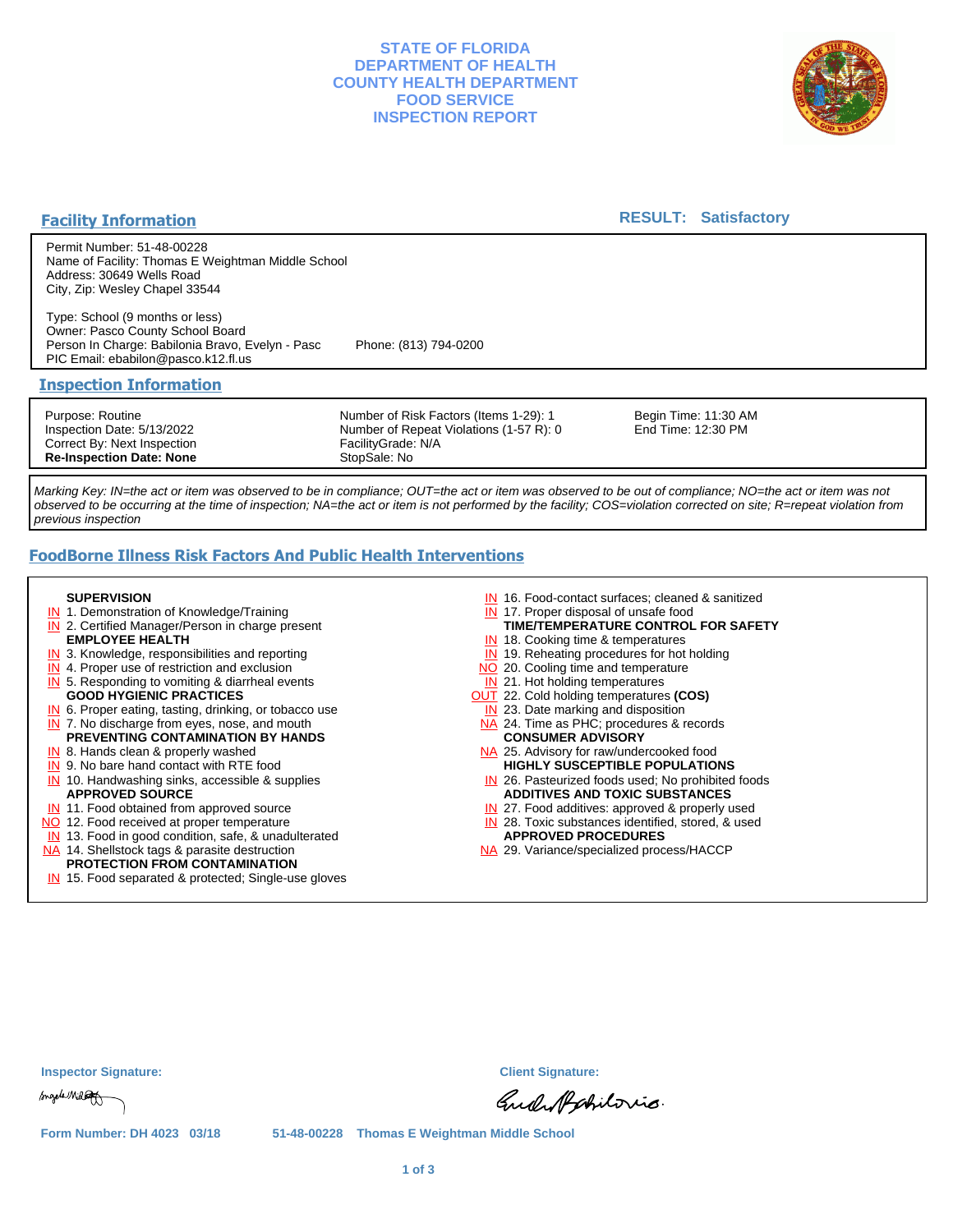# STATE OF FLORIDA
# DEPARTMENT OF HEALTH
# COUNTY HEALTH DEPARTMENT
# FOOD SERVICE
# INSPECTION REPORT

## Facility Information

**RESULT: Satisfactory**

Permit Number: 51-48-00228
Name of Facility: Thomas E Weightman Middle School
Address: 30649 Wells Road
City, Zip: Wesley Chapel 33544

Type: School (9 months or less)
Owner: Pasco County School Board
Person In Charge: Babilonia Bravo, Evelyn - Pasc
Phone: (813) 794-0200
PIC Email: ebabilon@pasco.k12.fl.us

## Inspection Information

| | | |
|---|---|---|
| Purpose: Routine | Number of Risk Factors (Items 1-29): 1 | Begin Time: 11:30 AM |
| Inspection Date: 5/13/2022 | Number of Repeat Violations (1-57 R): 0 | End Time: 12:30 PM |
| Correct By: Next Inspection | FacilityGrade: N/A | |
| **Re-Inspection Date: None** | StopSale: No | |

*Marking Key: IN=the act or item was observed to be in compliance; OUT=the act or item was observed to be out of compliance; NO=the act or item was not observed to be occurring at the time of inspection; NA=the act or item is not performed by the facility; COS=violation corrected on site; R=repeat violation from previous inspection*

## FoodBorne Illness Risk Factors And Public Health Interventions

**SUPERVISION**
- IN 1. Demonstration of Knowledge/Training
- IN 2. Certified Manager/Person in charge present

**EMPLOYEE HEALTH**
- IN 3. Knowledge, responsibilities and reporting
- IN 4. Proper use of restriction and exclusion
- IN 5. Responding to vomiting & diarrheal events

**GOOD HYGIENIC PRACTICES**
- IN 6. Proper eating, tasting, drinking, or tobacco use
- IN 7. No discharge from eyes, nose, and mouth

**PREVENTING CONTAMINATION BY HANDS**
- IN 8. Hands clean & properly washed
- IN 9. No bare hand contact with RTE food
- IN 10. Handwashing sinks, accessible & supplies

**APPROVED SOURCE**
- IN 11. Food obtained from approved source
- NO 12. Food received at proper temperature
- IN 13. Food in good condition, safe, & unadulterated
- NA 14. Shellstock tags & parasite destruction

**PROTECTION FROM CONTAMINATION**
- IN 15. Food separated & protected; Single-use gloves
- IN 16. Food-contact surfaces; cleaned & sanitized
- IN 17. Proper disposal of unsafe food

**TIME/TEMPERATURE CONTROL FOR SAFETY**
- IN 18. Cooking time & temperatures
- IN 19. Reheating procedures for hot holding
- NO 20. Cooling time and temperature
- IN 21. Hot holding temperatures
- OUT 22. Cold holding temperatures **(COS)**
- IN 23. Date marking and disposition
- NA 24. Time as PHC; procedures & records

**CONSUMER ADVISORY**
- NA 25. Advisory for raw/undercooked food

**HIGHLY SUSCEPTIBLE POPULATIONS**
- IN 26. Pasteurized foods used; No prohibited foods

**ADDITIVES AND TOXIC SUBSTANCES**
- IN 27. Food additives: approved & properly used
- IN 28. Toxic substances identified, stored, & used

**APPROVED PROCEDURES**
- NA 29. Variance/specialized process/HACCP

**Inspector Signature:** 

**Client Signature:** 

Form Number: DH 4023 03/18 51-48-00228 Thomas E Weightman Middle School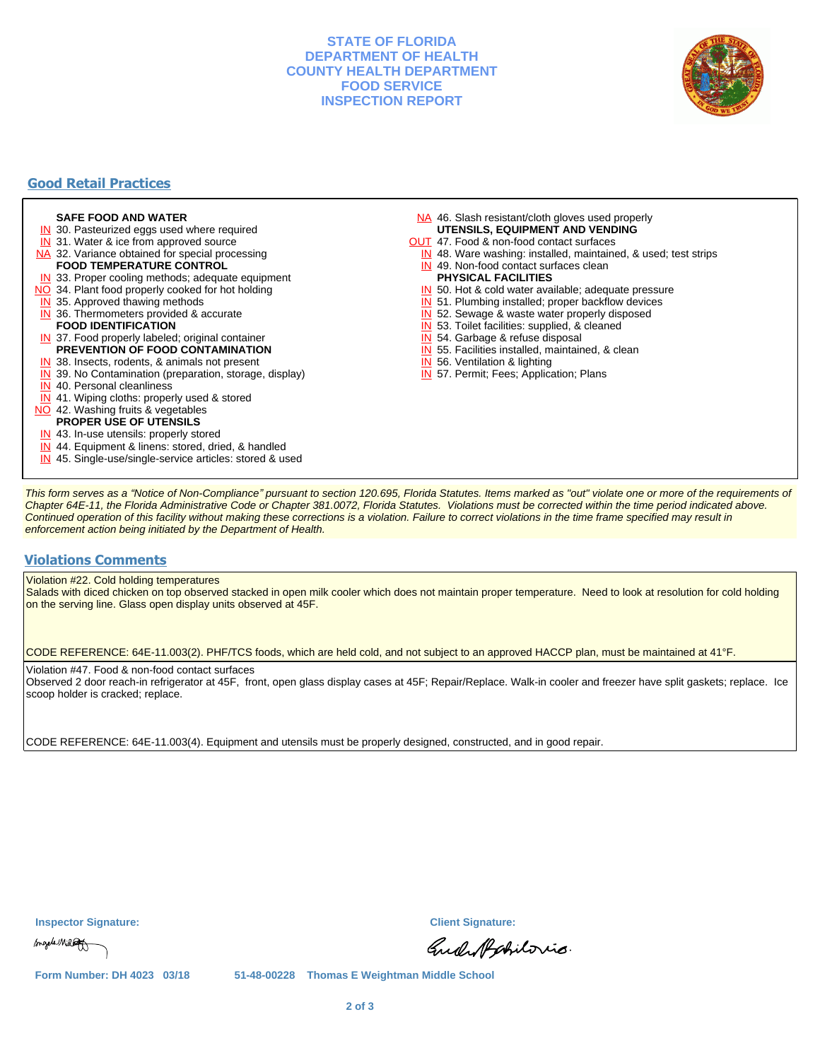**STATE OF FLORIDA**
**DEPARTMENT OF HEALTH**
**COUNTY HEALTH DEPARTMENT**
**FOOD SERVICE**
**INSPECTION REPORT**

## Good Retail Practices

**SAFE FOOD AND WATER**
- IN 30. Pasteurized eggs used where required
- IN 31. Water & ice from approved source
- NA 32. Variance obtained for special processing

**FOOD TEMPERATURE CONTROL**
- IN 33. Proper cooling methods; adequate equipment
- NO 34. Plant food properly cooked for hot holding
- IN 35. Approved thawing methods
- IN 36. Thermometers provided & accurate

**FOOD IDENTIFICATION**
- IN 37. Food properly labeled; original container

**PREVENTION OF FOOD CONTAMINATION**
- IN 38. Insects, rodents, & animals not present
- IN 39. No Contamination (preparation, storage, display)
- IN 40. Personal cleanliness
- IN 41. Wiping cloths: properly used & stored
- NO 42. Washing fruits & vegetables

**PROPER USE OF UTENSILS**
- IN 43. In-use utensils: properly stored
- IN 44. Equipment & linens: stored, dried, & handled
- IN 45. Single-use/single-service articles: stored & used
- NA 46. Slash resistant/cloth gloves used properly

**UTENSILS, EQUIPMENT AND VENDING**
- OUT 47. Food & non-food contact surfaces
- IN 48. Ware washing: installed, maintained, & used; test strips
- IN 49. Non-food contact surfaces clean

**PHYSICAL FACILITIES**
- IN 50. Hot & cold water available; adequate pressure
- IN 51. Plumbing installed; proper backflow devices
- IN 52. Sewage & waste water properly disposed
- IN 53. Toilet facilities: supplied, & cleaned
- IN 54. Garbage & refuse disposal
- IN 55. Facilities installed, maintained, & clean
- IN 56. Ventilation & lighting
- IN 57. Permit; Fees; Application; Plans

*This form serves as a "Notice of Non-Compliance" pursuant to section 120.695, Florida Statutes. Items marked as "out" violate one or more of the requirements of Chapter 64E-11, the Florida Administrative Code or Chapter 381.0072, Florida Statutes. Violations must be corrected within the time period indicated above. Continued operation of this facility without making these corrections is a violation. Failure to correct violations in the time frame specified may result in enforcement action being initiated by the Department of Health.*

## Violations Comments

Violation #22. Cold holding temperatures
Salads with diced chicken on top observed stacked in open milk cooler which does not maintain proper temperature. Need to look at resolution for cold holding on the serving line. Glass open display units observed at 45F.

CODE REFERENCE: 64E-11.003(2). PHF/TCS foods, which are held cold, and not subject to an approved HACCP plan, must be maintained at 41°F.

Violation #47. Food & non-food contact surfaces
Observed 2 door reach-in refrigerator at 45F, front, open glass display cases at 45F; Repair/Replace. Walk-in cooler and freezer have split gaskets; replace. Ice scoop holder is cracked; replace.

CODE REFERENCE: 64E-11.003(4). Equipment and utensils must be properly designed, constructed, and in good repair.

**Inspector Signature:** [signature]

**Client Signature:** [signature]

**Form Number: DH 4023 03/18** 51-48-00228 Thomas E Weightman Middle School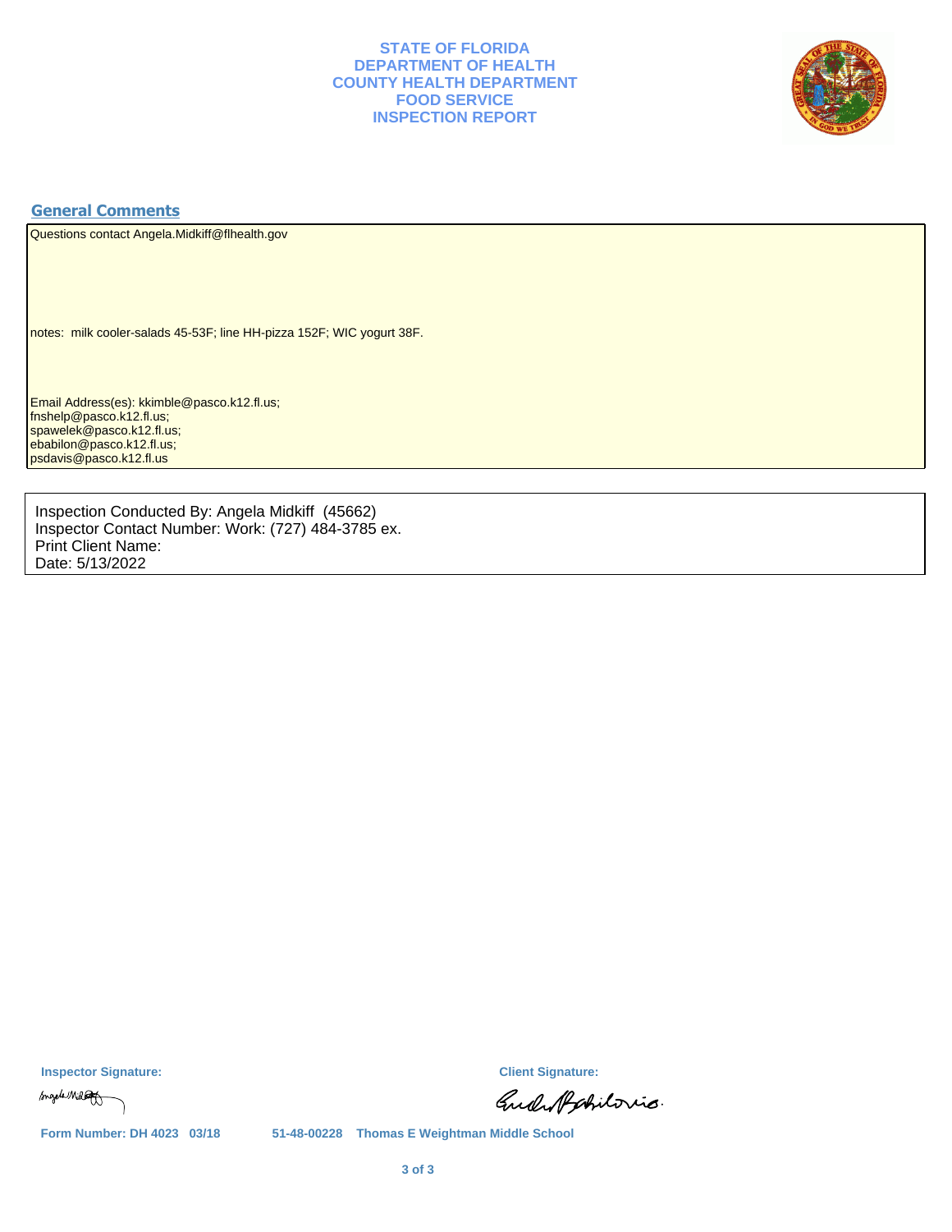**STATE OF FLORIDA**
**DEPARTMENT OF HEALTH**
**COUNTY HEALTH DEPARTMENT**
**FOOD SERVICE**
**INSPECTION REPORT**

## General Comments

Questions contact Angela.Midkiff@flhealth.gov

notes: milk cooler-salads 45-53F; line HH-pizza 152F; WIC yogurt 38F.

Email Address(es): kkimble@pasco.k12.fl.us;
fnshelp@pasco.k12.fl.us;
spawelek@pasco.k12.fl.us;
ebabilon@pasco.k12.fl.us;
psdavis@pasco.k12.fl.us

Inspection Conducted By: Angela Midkiff (45662)
Inspector Contact Number: Work: (727) 484-3785 ex.
Print Client Name:
Date: 5/13/2022

**Inspector Signature:**

**Client Signature:**

**Form Number: DH 4023 03/18** 51-48-00228 Thomas E Weightman Middle School